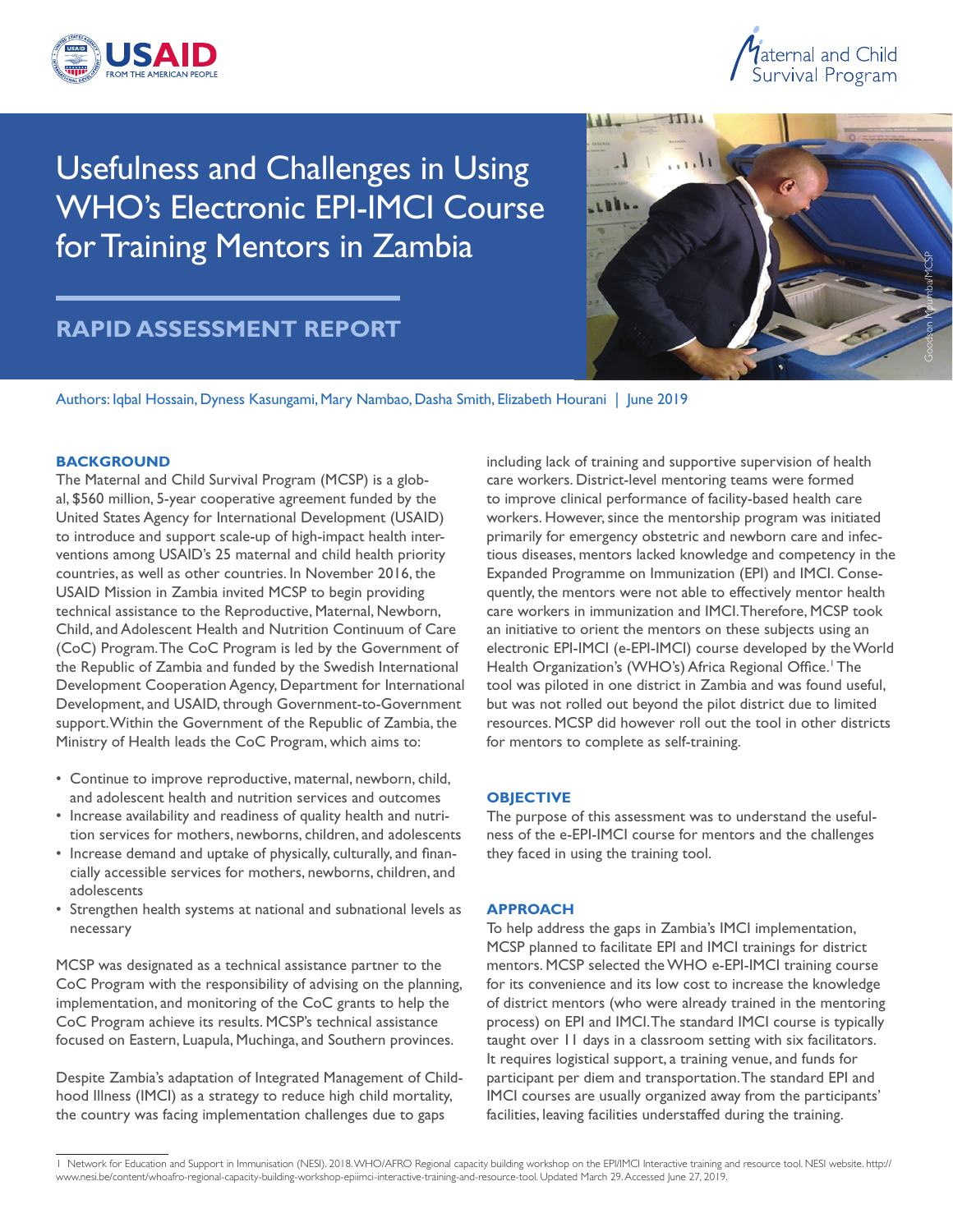# Usefulness and Challenges in Using WHO's Electronic EPI-IMCI Course for Training Mentors in Zambia

## RAPID ASSESSMENT REPORT

Authors: Iqbal Hossain, Dyness Kasungami, Mary Nambao, Dasha Smith, Elizabeth Hourani | June 2019

### BACKGROUND

The Maternal and Child Survival Program (MCSP) is a global, $560 million, 5-year cooperative agreement funded by the United States Agency for International Development (USAID) to introduce and support scale-up of high-impact health interventions among USAID's 25 maternal and child health priority countries, as well as other countries. In November 2016, the USAID Mission in Zambia invited MCSP to begin providing technical assistance to the Reproductive, Maternal, Newborn, Child, and Adolescent Health and Nutrition Continuum of Care (CoC) Program. The CoC Program is led by the Government of the Republic of Zambia and funded by the Swedish International Development Cooperation Agency, Department for International Development, and USAID, through Government-to-Government support. Within the Government of the Republic of Zambia, the Ministry of Health leads the CoC Program, which aims to:

- Continue to improve reproductive, maternal, newborn, child, and adolescent health and nutrition services and outcomes
- Increase availability and readiness of quality health and nutrition services for mothers, newborns, children, and adolescents
- Increase demand and uptake of physically, culturally, and financially accessible services for mothers, newborns, children, and adolescents
- Strengthen health systems at national and subnational levels as necessary

MCSP was designated as a technical assistance partner to the CoC Program with the responsibility of advising on the planning, implementation, and monitoring of the CoC grants to help the CoC Program achieve its results. MCSP's technical assistance focused on Eastern, Luapula, Muchinga, and Southern provinces.

Despite Zambia's adaptation of Integrated Management of Childhood Illness (IMCI) as a strategy to reduce high child mortality, the country was facing implementation challenges due to gaps including lack of training and supportive supervision of health care workers. District-level mentoring teams were formed to improve clinical performance of facility-based health care workers. However, since the mentorship program was initiated primarily for emergency obstetric and newborn care and infectious diseases, mentors lacked knowledge and competency in the Expanded Programme on Immunization (EPI) and IMCI. Consequently, the mentors were not able to effectively mentor health care workers in immunization and IMCI. Therefore, MCSP took an initiative to orient the mentors on these subjects using an electronic EPI-IMCI (e-EPI-IMCI) course developed by the World Health Organization's (WHO's) Africa Regional Office.[1] The tool was piloted in one district in Zambia and was found useful, but was not rolled out beyond the pilot district due to limited resources. MCSP did however roll out the tool in other districts for mentors to complete as self-training.

### OBJECTIVE

The purpose of this assessment was to understand the usefulness of the e-EPI-IMCI course for mentors and the challenges they faced in using the training tool.

### APPROACH

To help address the gaps in Zambia's IMCI implementation, MCSP planned to facilitate EPI and IMCI trainings for district mentors. MCSP selected the WHO e-EPI-IMCI training course for its convenience and its low cost to increase the knowledge of district mentors (who were already trained in the mentoring process) on EPI and IMCI. The standard IMCI course is typically taught over 11 days in a classroom setting with six facilitators. It requires logistical support, a training venue, and funds for participant per diem and transportation. The standard EPI and IMCI courses are usually organized away from the participants' facilities, leaving facilities understaffed during the training.

---

1 Network for Education and Support in Immunisation (NESI). 2018. WHO/AFRO Regional capacity building workshop on the EPI/IMCI Interactive training and resource tool. NESI website. http://www.nesi.be/content/whoafro-regional-capacity-building-workshop-epiimci-interactive-training-and-resource-tool. Updated March 29. Accessed June 27, 2019.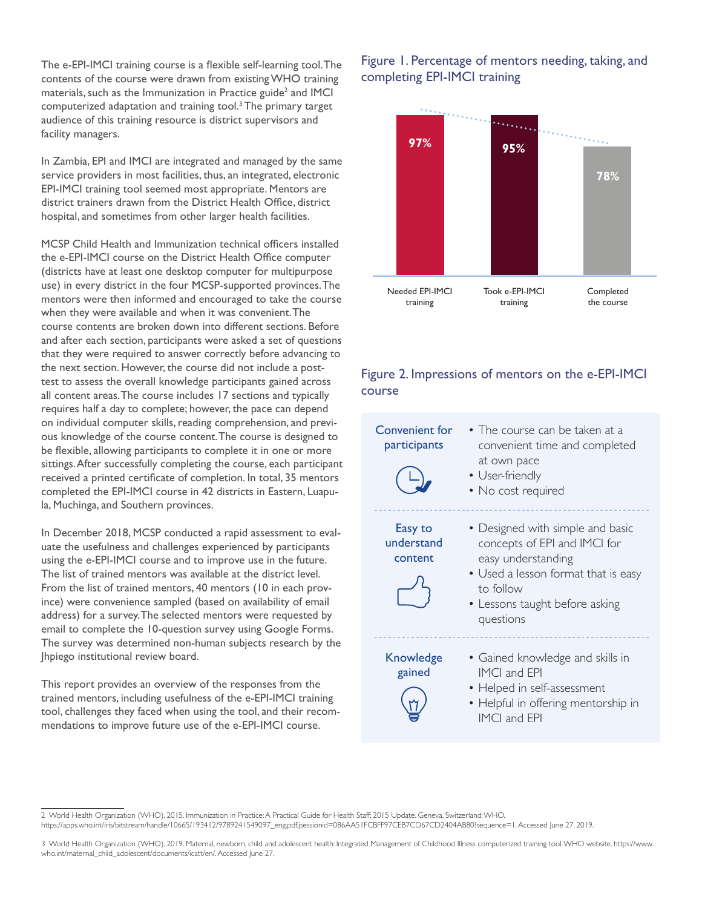The e-EPI-IMCI training course is a flexible self-learning tool. The contents of the course were drawn from existing WHO training materials, such as the Immunization in Practice guide[2] and IMCI computerized adaptation and training tool.[3] The primary target audience of this training resource is district supervisors and facility managers.

In Zambia, EPI and IMCI are integrated and managed by the same service providers in most facilities, thus, an integrated, electronic EPI-IMCI training tool seemed most appropriate. Mentors are district trainers drawn from the District Health Office, district hospital, and sometimes from other larger health facilities.

MCSP Child Health and Immunization technical officers installed the e-EPI-IMCI course on the District Health Office computer (districts have at least one desktop computer for multipurpose use) in every district in the four MCSP-supported provinces. The mentors were then informed and encouraged to take the course when they were available and when it was convenient. The course contents are broken down into different sections. Before and after each section, participants were asked a set of questions that they were required to answer correctly before advancing to the next section. However, the course did not include a post-test to assess the overall knowledge participants gained across all content areas. The course includes 17 sections and typically requires half a day to complete; however, the pace can depend on individual computer skills, reading comprehension, and previous knowledge of the course content. The course is designed to be flexible, allowing participants to complete it in one or more sittings. After successfully completing the course, each participant received a printed certificate of completion. In total, 35 mentors completed the EPI-IMCI course in 42 districts in Eastern, Luapula, Muchinga, and Southern provinces.

In December 2018, MCSP conducted a rapid assessment to evaluate the usefulness and challenges experienced by participants using the e-EPI-IMCI course and to improve use in the future. The list of trained mentors was available at the district level. From the list of trained mentors, 40 mentors (10 in each province) were convenience sampled (based on availability of email address) for a survey. The selected mentors were requested by email to complete the 10-question survey using Google Forms. The survey was determined non-human subjects research by the Jhpiego institutional review board.

This report provides an overview of the responses from the trained mentors, including usefulness of the e-EPI-IMCI training tool, challenges they faced when using the tool, and their recommendations to improve future use of the e-EPI-IMCI course.

## Figure 1. Percentage of mentors needing, taking, and completing EPI-IMCI training

| Needed EPI-IMCI training | Took e-EPI-IMCI training | Completed the course |
|---|---|---|
| 97% | 95% | 78% |

## Figure 2. Impressions of mentors on the e-EPI-IMCI course

**Convenient for participants**

- The course can be taken at a convenient time and completed at own pace
- User-friendly
- No cost required

**Easy to understand content**

- Designed with simple and basic concepts of EPI and IMCI for easy understanding
- Used a lesson format that is easy to follow
- Lessons taught before asking questions

**Knowledge gained**

- Gained knowledge and skills in IMCI and EPI
- Helped in self-assessment
- Helpful in offering mentorship in IMCI and EPI

---

2 World Health Organization (WHO). 2015. Immunization in Practice: A Practical Guide for Health Staff; 2015 Update. Geneva, Switzerland: WHO. https://apps.who.int/iris/bitstream/handle/10665/193412/9789241549097_eng.pdf;jsessionid=086AA51FCBFF97CEB7CD67CD2404AB80?sequence=1. Accessed June 27, 2019.

3 World Health Organization (WHO). 2019. Maternal, newborn, child and adolescent health: Integrated Management of Childhood Illness computerized training tool. WHO website. https://www.who.int/maternal_child_adolescent/documents/icatt/en/. Accessed June 27.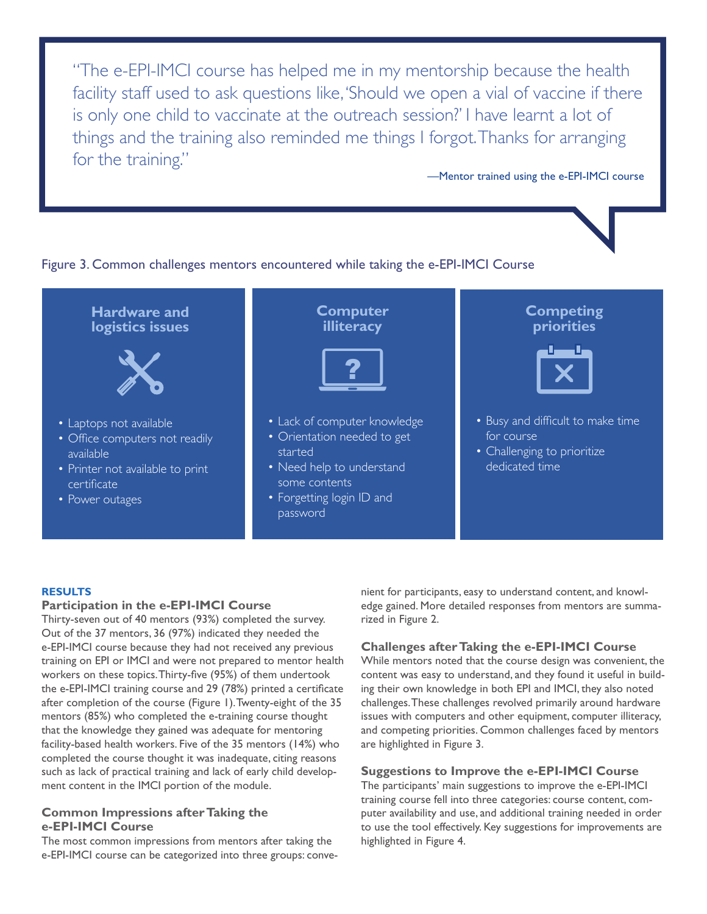> "The e-EPI-IMCI course has helped me in my mentorship because the health facility staff used to ask questions like, 'Should we open a vial of vaccine if there is only one child to vaccinate at the outreach session?' I have learnt a lot of things and the training also reminded me things I forgot. Thanks for arranging for the training."
>
> —Mentor trained using the e-EPI-IMCI course

Figure 3. Common challenges mentors encountered while taking the e-EPI-IMCI Course

**Hardware and logistics issues**

- Laptops not available
- Office computers not readily available
- Printer not available to print certificate
- Power outages

**Computer illiteracy**

- Lack of computer knowledge
- Orientation needed to get started
- Need help to understand some contents
- Forgetting login ID and password

**Competing priorities**

- Busy and difficult to make time for course
- Challenging to prioritize dedicated time

## RESULTS

### Participation in the e-EPI-IMCI Course

Thirty-seven out of 40 mentors (93%) completed the survey. Out of the 37 mentors, 36 (97%) indicated they needed the e-EPI-IMCI course because they had not received any previous training on EPI or IMCI and were not prepared to mentor health workers on these topics. Thirty-five (95%) of them undertook the e-EPI-IMCI training course and 29 (78%) printed a certificate after completion of the course (Figure 1). Twenty-eight of the 35 mentors (85%) who completed the e-training course thought that the knowledge they gained was adequate for mentoring facility-based health workers. Five of the 35 mentors (14%) who completed the course thought it was inadequate, citing reasons such as lack of practical training and lack of early child development content in the IMCI portion of the module.

### Common Impressions after Taking the e-EPI-IMCI Course

The most common impressions from mentors after taking the e-EPI-IMCI course can be categorized into three groups: convenient for participants, easy to understand content, and knowledge gained. More detailed responses from mentors are summarized in Figure 2.

### Challenges after Taking the e-EPI-IMCI Course

While mentors noted that the course design was convenient, the content was easy to understand, and they found it useful in building their own knowledge in both EPI and IMCI, they also noted challenges. These challenges revolved primarily around hardware issues with computers and other equipment, computer illiteracy, and competing priorities. Common challenges faced by mentors are highlighted in Figure 3.

### Suggestions to Improve the e-EPI-IMCI Course

The participants' main suggestions to improve the e-EPI-IMCI training course fell into three categories: course content, computer availability and use, and additional training needed in order to use the tool effectively. Key suggestions for improvements are highlighted in Figure 4.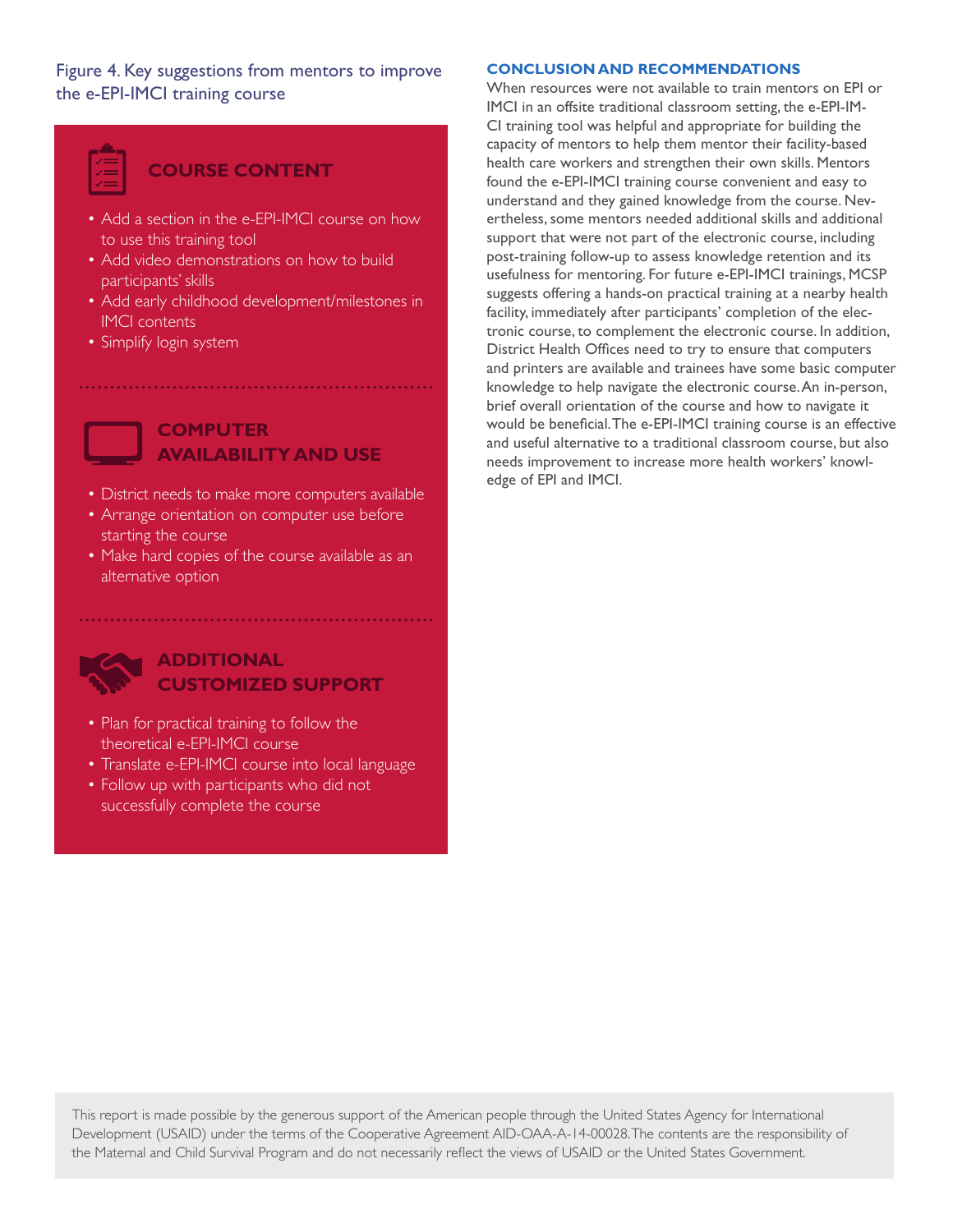Figure 4. Key suggestions from mentors to improve the e-EPI-IMCI training course

### COURSE CONTENT

- Add a section in the e-EPI-IMCI course on how to use this training tool
- Add video demonstrations on how to build participants' skills
- Add early childhood development/milestones in IMCI contents
- Simplify login system

### COMPUTER AVAILABILITY AND USE

- District needs to make more computers available
- Arrange orientation on computer use before starting the course
- Make hard copies of the course available as an alternative option

### ADDITIONAL CUSTOMIZED SUPPORT

- Plan for practical training to follow the theoretical e-EPI-IMCI course
- Translate e-EPI-IMCI course into local language
- Follow up with participants who did not successfully complete the course

## CONCLUSION AND RECOMMENDATIONS

When resources were not available to train mentors on EPI or IMCI in an offsite traditional classroom setting, the e-EPI-IMCI training tool was helpful and appropriate for building the capacity of mentors to help them mentor their facility-based health care workers and strengthen their own skills. Mentors found the e-EPI-IMCI training course convenient and easy to understand and they gained knowledge from the course. Nevertheless, some mentors needed additional skills and additional support that were not part of the electronic course, including post-training follow-up to assess knowledge retention and its usefulness for mentoring. For future e-EPI-IMCI trainings, MCSP suggests offering a hands-on practical training at a nearby health facility, immediately after participants' completion of the electronic course, to complement the electronic course. In addition, District Health Offices need to try to ensure that computers and printers are available and trainees have some basic computer knowledge to help navigate the electronic course. An in-person, brief overall orientation of the course and how to navigate it would be beneficial. The e-EPI-IMCI training course is an effective and useful alternative to a traditional classroom course, but also needs improvement to increase more health workers' knowledge of EPI and IMCI.

This report is made possible by the generous support of the American people through the United States Agency for International Development (USAID) under the terms of the Cooperative Agreement AID-OAA-A-14-00028. The contents are the responsibility of the Maternal and Child Survival Program and do not necessarily reflect the views of USAID or the United States Government.